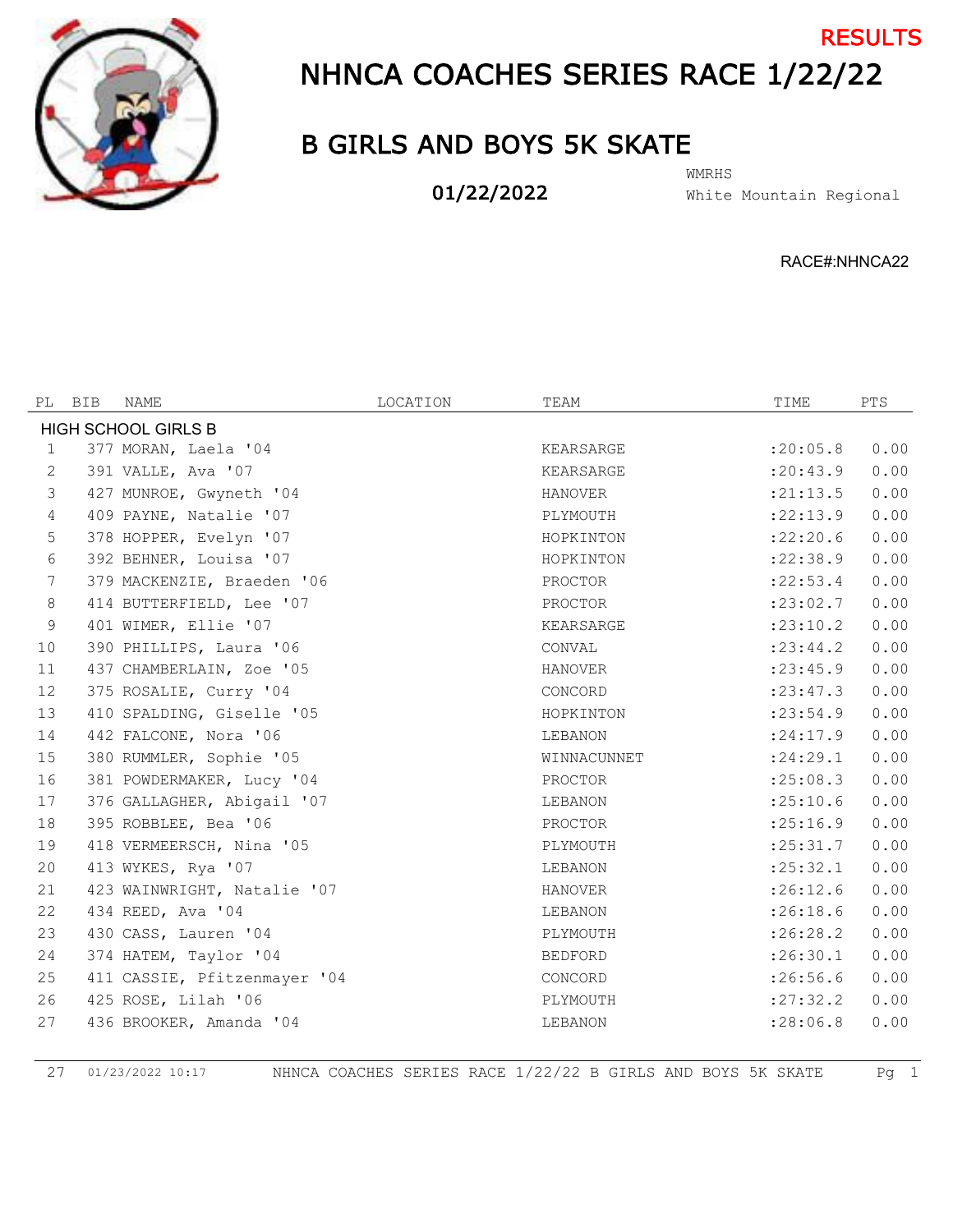RESULTS

# NHNCA COACHES SERIES RACE 1/22/22

## B GIRLS AND BOYS 5K SKATE

**01/22/2022**

WMRHS
White Mountain Regional

RACE#:NHNCA22

| PL | BIB | NAME | LOCATION | TEAM | TIME | PTS |
|---|---|---|---|---|---|---|
| **HIGH SCHOOL GIRLS B** | | | | | | |
| 1 | 377 | MORAN, Laela '04 | | KEARSARGE | :20:05.8 | 0.00 |
| 2 | 391 | VALLE, Ava '07 | | KEARSARGE | :20:43.9 | 0.00 |
| 3 | 427 | MUNROE, Gwyneth '04 | | HANOVER | :21:13.5 | 0.00 |
| 4 | 409 | PAYNE, Natalie '07 | | PLYMOUTH | :22:13.9 | 0.00 |
| 5 | 378 | HOPPER, Evelyn '07 | | HOPKINTON | :22:20.6 | 0.00 |
| 6 | 392 | BEHNER, Louisa '07 | | HOPKINTON | :22:38.9 | 0.00 |
| 7 | 379 | MACKENZIE, Braeden '06 | | PROCTOR | :22:53.4 | 0.00 |
| 8 | 414 | BUTTERFIELD, Lee '07 | | PROCTOR | :23:02.7 | 0.00 |
| 9 | 401 | WIMER, Ellie '07 | | KEARSARGE | :23:10.2 | 0.00 |
| 10 | 390 | PHILLIPS, Laura '06 | | CONVAL | :23:44.2 | 0.00 |
| 11 | 437 | CHAMBERLAIN, Zoe '05 | | HANOVER | :23:45.9 | 0.00 |
| 12 | 375 | ROSALIE, Curry '04 | | CONCORD | :23:47.3 | 0.00 |
| 13 | 410 | SPALDING, Giselle '05 | | HOPKINTON | :23:54.9 | 0.00 |
| 14 | 442 | FALCONE, Nora '06 | | LEBANON | :24:17.9 | 0.00 |
| 15 | 380 | RUMMLER, Sophie '05 | | WINNACUNNET | :24:29.1 | 0.00 |
| 16 | 381 | POWDERMAKER, Lucy '04 | | PROCTOR | :25:08.3 | 0.00 |
| 17 | 376 | GALLAGHER, Abigail '07 | | LEBANON | :25:10.6 | 0.00 |
| 18 | 395 | ROBBLEE, Bea '06 | | PROCTOR | :25:16.9 | 0.00 |
| 19 | 418 | VERMEERSCH, Nina '05 | | PLYMOUTH | :25:31.7 | 0.00 |
| 20 | 413 | WYKES, Rya '07 | | LEBANON | :25:32.1 | 0.00 |
| 21 | 423 | WAINWRIGHT, Natalie '07 | | HANOVER | :26:12.6 | 0.00 |
| 22 | 434 | REED, Ava '04 | | LEBANON | :26:18.6 | 0.00 |
| 23 | 430 | CASS, Lauren '04 | | PLYMOUTH | :26:28.2 | 0.00 |
| 24 | 374 | HATEM, Taylor '04 | | BEDFORD | :26:30.1 | 0.00 |
| 25 | 411 | CASSIE, Pfitzenmayer '04 | | CONCORD | :26:56.6 | 0.00 |
| 26 | 425 | ROSE, Lilah '06 | | PLYMOUTH | :27:32.2 | 0.00 |
| 27 | 436 | BROOKER, Amanda '04 | | LEBANON | :28:06.8 | 0.00 |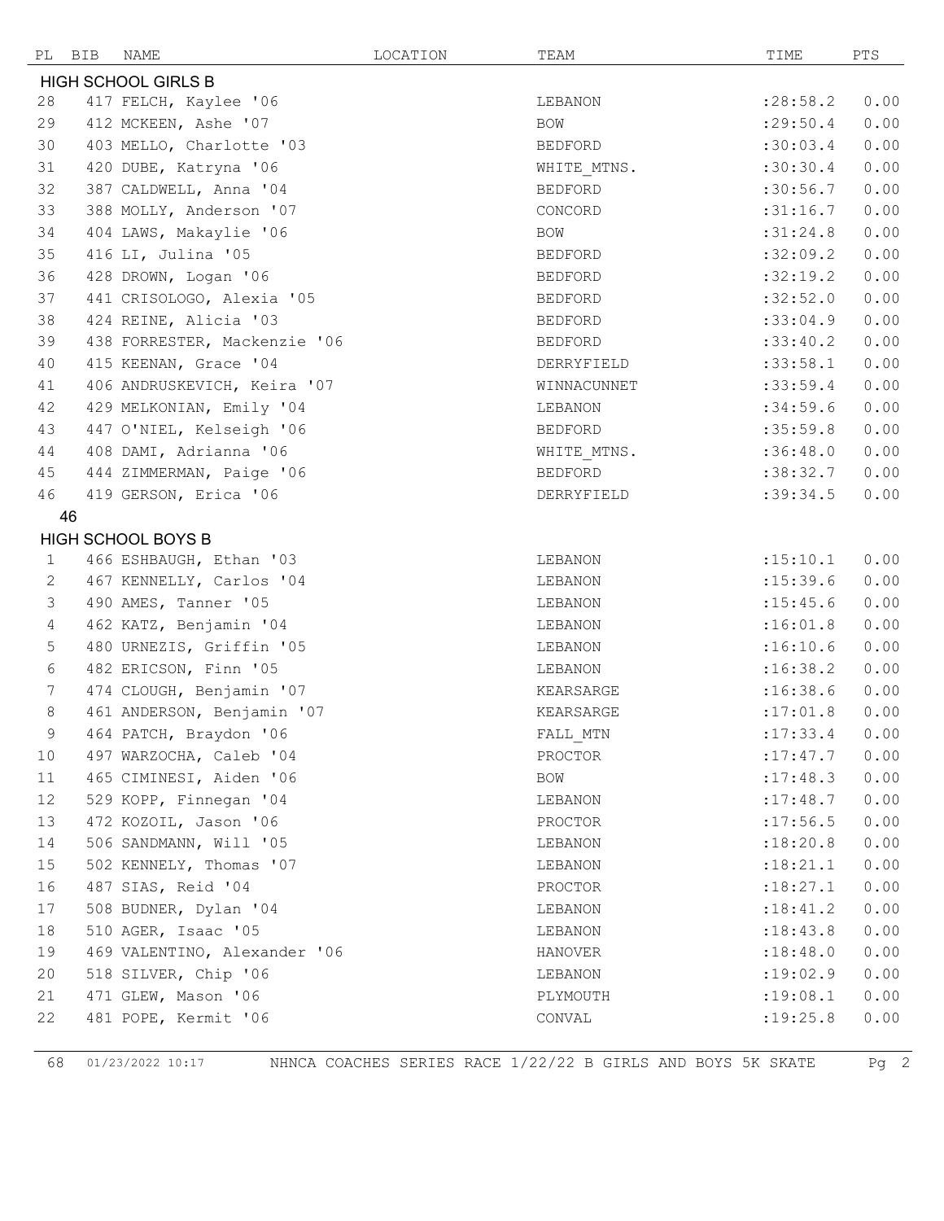| PL | BIB | NAME | LOCATION | TEAM | TIME | PTS |
|---|---|---|---|---|---|---|
| **HIGH SCHOOL GIRLS B** | | | | | | |
| 28 | 417 | FELCH, Kaylee '06 | | LEBANON | :28:58.2 | 0.00 |
| 29 | 412 | MCKEEN, Ashe '07 | | BOW | :29:50.4 | 0.00 |
| 30 | 403 | MELLO, Charlotte '03 | | BEDFORD | :30:03.4 | 0.00 |
| 31 | 420 | DUBE, Katryna '06 | | WHITE_MTNS. | :30:30.4 | 0.00 |
| 32 | 387 | CALDWELL, Anna '04 | | BEDFORD | :30:56.7 | 0.00 |
| 33 | 388 | MOLLY, Anderson '07 | | CONCORD | :31:16.7 | 0.00 |
| 34 | 404 | LAWS, Makaylie '06 | | BOW | :31:24.8 | 0.00 |
| 35 | 416 | LI, Julina '05 | | BEDFORD | :32:09.2 | 0.00 |
| 36 | 428 | DROWN, Logan '06 | | BEDFORD | :32:19.2 | 0.00 |
| 37 | 441 | CRISOLOGO, Alexia '05 | | BEDFORD | :32:52.0 | 0.00 |
| 38 | 424 | REINE, Alicia '03 | | BEDFORD | :33:04.9 | 0.00 |
| 39 | 438 | FORRESTER, Mackenzie '06 | | BEDFORD | :33:40.2 | 0.00 |
| 40 | 415 | KEENAN, Grace '04 | | DERRYFIELD | :33:58.1 | 0.00 |
| 41 | 406 | ANDRUSKEVICH, Keira '07 | | WINNACUNNET | :33:59.4 | 0.00 |
| 42 | 429 | MELKONIAN, Emily '04 | | LEBANON | :34:59.6 | 0.00 |
| 43 | 447 | O'NIEL, Kelseigh '06 | | BEDFORD | :35:59.8 | 0.00 |
| 44 | 408 | DAMI, Adrianna '06 | | WHITE_MTNS. | :36:48.0 | 0.00 |
| 45 | 444 | ZIMMERMAN, Paige '06 | | BEDFORD | :38:32.7 | 0.00 |
| 46 | 419 | GERSON, Erica '06 | | DERRYFIELD | :39:34.5 | 0.00 |
| 46 | | | | | | |
| **HIGH SCHOOL BOYS B** | | | | | | |
| 1 | 466 | ESHBAUGH, Ethan '03 | | LEBANON | :15:10.1 | 0.00 |
| 2 | 467 | KENNELLY, Carlos '04 | | LEBANON | :15:39.6 | 0.00 |
| 3 | 490 | AMES, Tanner '05 | | LEBANON | :15:45.6 | 0.00 |
| 4 | 462 | KATZ, Benjamin '04 | | LEBANON | :16:01.8 | 0.00 |
| 5 | 480 | URNEZIS, Griffin '05 | | LEBANON | :16:10.6 | 0.00 |
| 6 | 482 | ERICSON, Finn '05 | | LEBANON | :16:38.2 | 0.00 |
| 7 | 474 | CLOUGH, Benjamin '07 | | KEARSARGE | :16:38.6 | 0.00 |
| 8 | 461 | ANDERSON, Benjamin '07 | | KEARSARGE | :17:01.8 | 0.00 |
| 9 | 464 | PATCH, Braydon '06 | | FALL_MTN | :17:33.4 | 0.00 |
| 10 | 497 | WARZOCHA, Caleb '04 | | PROCTOR | :17:47.7 | 0.00 |
| 11 | 465 | CIMINESI, Aiden '06 | | BOW | :17:48.3 | 0.00 |
| 12 | 529 | KOPP, Finnegan '04 | | LEBANON | :17:48.7 | 0.00 |
| 13 | 472 | KOZOIL, Jason '06 | | PROCTOR | :17:56.5 | 0.00 |
| 14 | 506 | SANDMANN, Will '05 | | LEBANON | :18:20.8 | 0.00 |
| 15 | 502 | KENNELY, Thomas '07 | | LEBANON | :18:21.1 | 0.00 |
| 16 | 487 | SIAS, Reid '04 | | PROCTOR | :18:27.1 | 0.00 |
| 17 | 508 | BUDNER, Dylan '04 | | LEBANON | :18:41.2 | 0.00 |
| 18 | 510 | AGER, Isaac '05 | | LEBANON | :18:43.8 | 0.00 |
| 19 | 469 | VALENTINO, Alexander '06 | | HANOVER | :18:48.0 | 0.00 |
| 20 | 518 | SILVER, Chip '06 | | LEBANON | :19:02.9 | 0.00 |
| 21 | 471 | GLEW, Mason '06 | | PLYMOUTH | :19:08.1 | 0.00 |
| 22 | 481 | POPE, Kermit '06 | | CONVAL | :19:25.8 | 0.00 |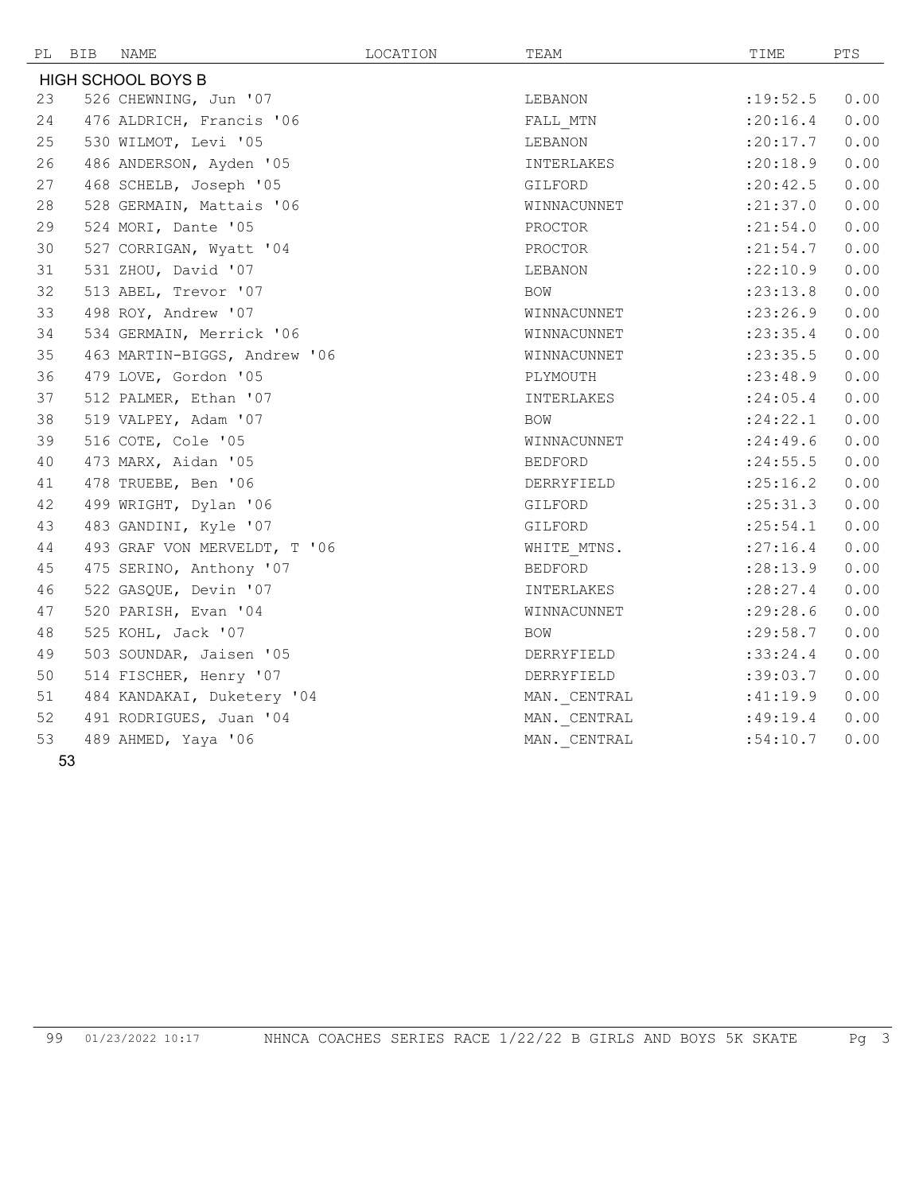| PL | BIB | NAME | LOCATION | TEAM | TIME | PTS |
|---|---|---|---|---|---|---|
| **HIGH SCHOOL BOYS B** | | | | | | |
| 23 | 526 | CHEWNING, Jun '07 | | LEBANON | :19:52.5 | 0.00 |
| 24 | 476 | ALDRICH, Francis '06 | | FALL_MTN | :20:16.4 | 0.00 |
| 25 | 530 | WILMOT, Levi '05 | | LEBANON | :20:17.7 | 0.00 |
| 26 | 486 | ANDERSON, Ayden '05 | | INTERLAKES | :20:18.9 | 0.00 |
| 27 | 468 | SCHELB, Joseph '05 | | GILFORD | :20:42.5 | 0.00 |
| 28 | 528 | GERMAIN, Mattais '06 | | WINNACUNNET | :21:37.0 | 0.00 |
| 29 | 524 | MORI, Dante '05 | | PROCTOR | :21:54.0 | 0.00 |
| 30 | 527 | CORRIGAN, Wyatt '04 | | PROCTOR | :21:54.7 | 0.00 |
| 31 | 531 | ZHOU, David '07 | | LEBANON | :22:10.9 | 0.00 |
| 32 | 513 | ABEL, Trevor '07 | | BOW | :23:13.8 | 0.00 |
| 33 | 498 | ROY, Andrew '07 | | WINNACUNNET | :23:26.9 | 0.00 |
| 34 | 534 | GERMAIN, Merrick '06 | | WINNACUNNET | :23:35.4 | 0.00 |
| 35 | 463 | MARTIN-BIGGS, Andrew '06 | | WINNACUNNET | :23:35.5 | 0.00 |
| 36 | 479 | LOVE, Gordon '05 | | PLYMOUTH | :23:48.9 | 0.00 |
| 37 | 512 | PALMER, Ethan '07 | | INTERLAKES | :24:05.4 | 0.00 |
| 38 | 519 | VALPEY, Adam '07 | | BOW | :24:22.1 | 0.00 |
| 39 | 516 | COTE, Cole '05 | | WINNACUNNET | :24:49.6 | 0.00 |
| 40 | 473 | MARX, Aidan '05 | | BEDFORD | :24:55.5 | 0.00 |
| 41 | 478 | TRUEBE, Ben '06 | | DERRYFIELD | :25:16.2 | 0.00 |
| 42 | 499 | WRIGHT, Dylan '06 | | GILFORD | :25:31.3 | 0.00 |
| 43 | 483 | GANDINI, Kyle '07 | | GILFORD | :25:54.1 | 0.00 |
| 44 | 493 | GRAF VON MERVELDT, T '06 | | WHITE_MTNS. | :27:16.4 | 0.00 |
| 45 | 475 | SERINO, Anthony '07 | | BEDFORD | :28:13.9 | 0.00 |
| 46 | 522 | GASQUE, Devin '07 | | INTERLAKES | :28:27.4 | 0.00 |
| 47 | 520 | PARISH, Evan '04 | | WINNACUNNET | :29:28.6 | 0.00 |
| 48 | 525 | KOHL, Jack '07 | | BOW | :29:58.7 | 0.00 |
| 49 | 503 | SOUNDAR, Jaisen '05 | | DERRYFIELD | :33:24.4 | 0.00 |
| 50 | 514 | FISCHER, Henry '07 | | DERRYFIELD | :39:03.7 | 0.00 |
| 51 | 484 | KANDAKAI, Duketery '04 | | MAN._CENTRAL | :41:19.9 | 0.00 |
| 52 | 491 | RODRIGUES, Juan '04 | | MAN._CENTRAL | :49:19.4 | 0.00 |
| 53 | 489 | AHMED, Yaya '06 | | MAN._CENTRAL | :54:10.7 | 0.00 |

53

99 01/23/2022 10:17 NHNCA COACHES SERIES RACE 1/22/22 B GIRLS AND BOYS 5K SKATE